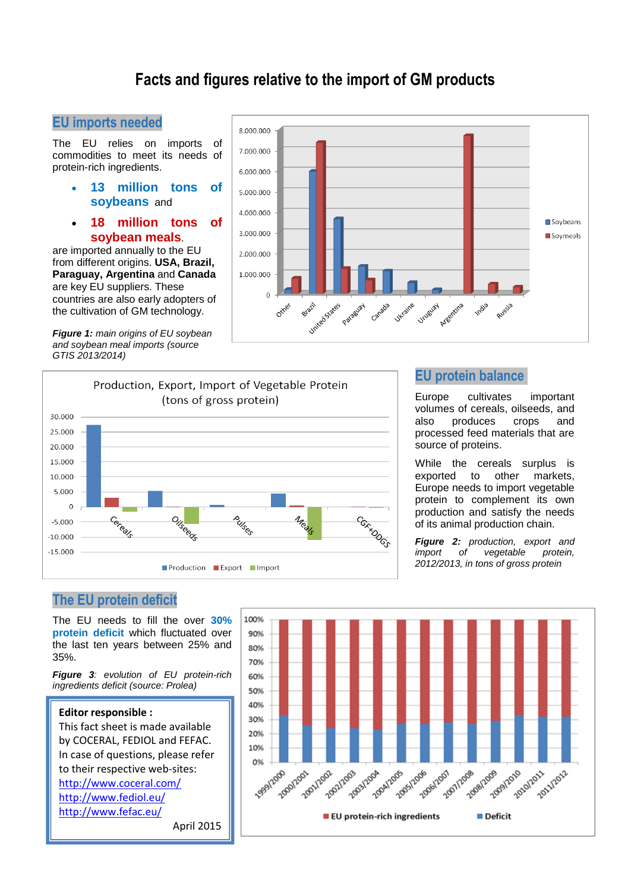# Facts and figures relative to the import of GM products

## EU imports needed

The EU relies on imports of commodities to meet its needs of protein-rich ingredients.

- **13 million tons of soybeans** and
- **18 million tons of soybean meals**.

are imported annually to the EU from different origins. **USA, Brazil, Paraguay, Argentina** and **Canada** are key EU suppliers. These countries are also early adopters of the cultivation of GM technology.

***Figure 1:** main origins of EU soybean and soybean meal imports (source GTIS 2013/2014)*

## EU protein balance

Europe cultivates important volumes of cereals, oilseeds, and also produces crops and processed feed materials that are source of proteins.

While the cereals surplus is exported to other markets, Europe needs to import vegetable protein to complement its own production and satisfy the needs of its animal production chain.

***Figure 2:** production, export and import of vegetable protein, 2012/2013, in tons of gross protein*

## The EU protein deficit

The EU needs to fill the over **30% protein deficit** which fluctuated over the last ten years between 25% and 35%.

***Figure 3**: evolution of EU protein-rich ingredients deficit (source: Prolea)*

**Editor responsible :**
This fact sheet is made available by COCERAL, FEDIOL and FEFAC.
In case of questions, please refer to their respective web-sites:
http://www.coceral.com/
http://www.fediol.eu/
http://www.fefac.eu/

April 2015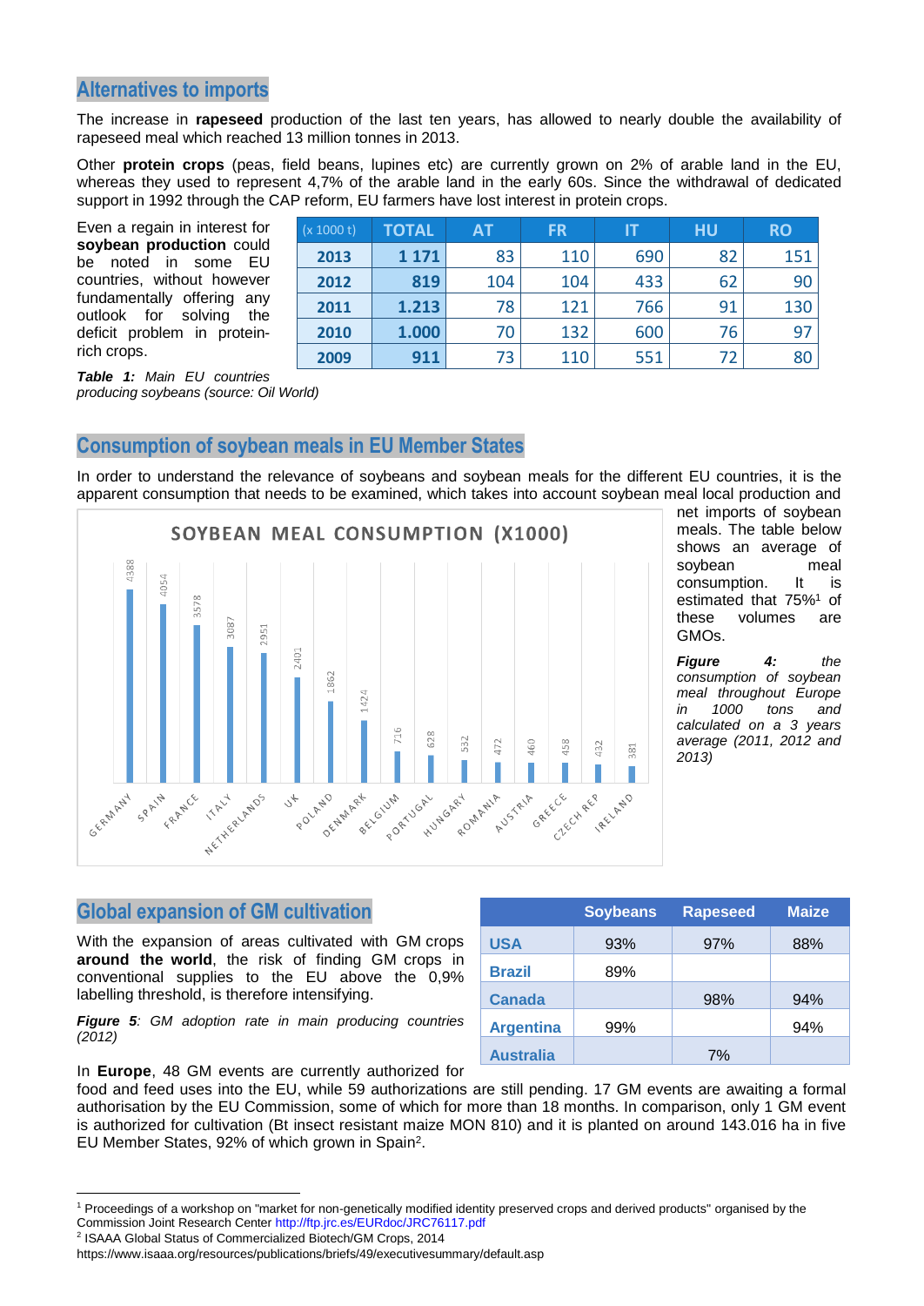## Alternatives to imports

The increase in **rapeseed** production of the last ten years, has allowed to nearly double the availability of rapeseed meal which reached 13 million tonnes in 2013.

Other **protein crops** (peas, field beans, lupines etc) are currently grown on 2% of arable land in the EU, whereas they used to represent 4,7% of the arable land in the early 60s. Since the withdrawal of dedicated support in 1992 through the CAP reform, EU farmers have lost interest in protein crops.

Even a regain in interest for **soybean production** could be noted in some EU countries, without however fundamentally offering any outlook for solving the deficit problem in protein-rich crops.

| (x 1000 t) | TOTAL | AT | FR | IT | HU | RO |
|---|---|---|---|---|---|---|
| 2013 | 1 171 | 83 | 110 | 690 | 82 | 151 |
| 2012 | 819 | 104 | 104 | 433 | 62 | 90 |
| 2011 | 1.213 | 78 | 121 | 766 | 91 | 130 |
| 2010 | 1.000 | 70 | 132 | 600 | 76 | 97 |
| 2009 | 911 | 73 | 110 | 551 | 72 | 80 |

***Table 1:*** *Main EU countries producing soybeans (source: Oil World)*

## Consumption of soybean meals in EU Member States

In order to understand the relevance of soybeans and soybean meals for the different EU countries, it is the apparent consumption that needs to be examined, which takes into account soybean meal local production and net imports of soybean meals. The table below shows an average of soybean meal consumption. It is estimated that 75%[1] of these volumes are GMOs.

SOYBEAN MEAL CONSUMPTION (X1000)

4388
4054
3578
3087
2951
2401
1862
1424
716
628
532
472
460
458
432
381

GERMANY
SPAIN
FRANCE
ITALY
NETHERLANDS
UK
POLAND
DENMARK
BELGIUM
PORTUGAL
HUNGARY
ROMANIA
AUSTRIA
GREECE
CZECH REP
IRELAND

***Figure 4:*** *the consumption of soybean meal throughout Europe in 1000 tons and calculated on a 3 years average (2011, 2012 and 2013)*

## Global expansion of GM cultivation

With the expansion of areas cultivated with GM crops **around the world**, the risk of finding GM crops in conventional supplies to the EU above the 0,9% labelling threshold, is therefore intensifying.

***Figure 5****: GM adoption rate in main producing countries (2012)*

| | Soybeans | Rapeseed | Maize |
|---|---|---|---|
| USA | 93% | 97% | 88% |
| Brazil | 89% | | |
| Canada | | 98% | 94% |
| Argentina | 99% | | 94% |
| Australia | | 7% | |

In **Europe**, 48 GM events are currently authorized for food and feed uses into the EU, while 59 authorizations are still pending. 17 GM events are awaiting a formal authorisation by the EU Commission, some of which for more than 18 months. In comparison, only 1 GM event is authorized for cultivation (Bt insect resistant maize MON 810) and it is planted on around 143.016 ha in five EU Member States, 92% of which grown in Spain[2].

---

[1] Proceedings of a workshop on "market for non-genetically modified identity preserved crops and derived products" organised by the Commission Joint Research Center http://ftp.jrc.es/EURdoc/JRC76117.pdf

[2] ISAAA Global Status of Commercialized Biotech/GM Crops, 2014 https://www.isaaa.org/resources/publications/briefs/49/executivesummary/default.asp